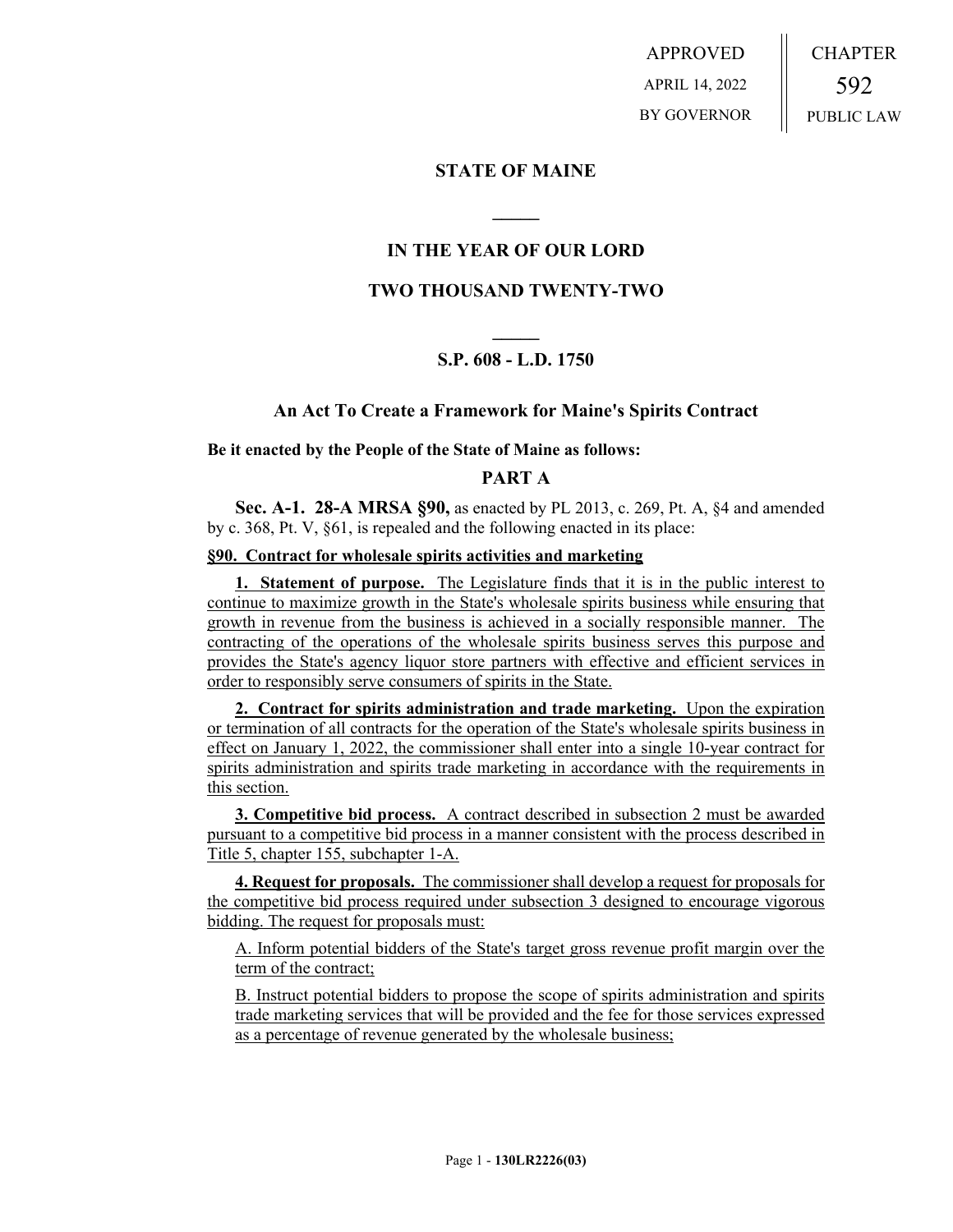APPROVED

APRIL 14, 2022

BY GOVERNOR

CHAPTER

592

PUBLIC LAW

## STATE OF MAINE

## IN THE YEAR OF OUR LORD

## TWO THOUSAND TWENTY-TWO

### S.P. 608 - L.D. 1750

### An Act To Create a Framework for Maine's Spirits Contract

**Be it enacted by the People of the State of Maine as follows:**

## PART A

**Sec. A-1. 28-A MRSA §90,** as enacted by PL 2013, c. 269, Pt. A, §4 and amended by c. 368, Pt. V, §61, is repealed and the following enacted in its place:

**§90. Contract for wholesale spirits activities and marketing**

**1. Statement of purpose.** The Legislature finds that it is in the public interest to continue to maximize growth in the State's wholesale spirits business while ensuring that growth in revenue from the business is achieved in a socially responsible manner. The contracting of the operations of the wholesale spirits business serves this purpose and provides the State's agency liquor store partners with effective and efficient services in order to responsibly serve consumers of spirits in the State.

**2. Contract for spirits administration and trade marketing.** Upon the expiration or termination of all contracts for the operation of the State's wholesale spirits business in effect on January 1, 2022, the commissioner shall enter into a single 10-year contract for spirits administration and spirits trade marketing in accordance with the requirements in this section.

**3. Competitive bid process.** A contract described in subsection 2 must be awarded pursuant to a competitive bid process in a manner consistent with the process described in Title 5, chapter 155, subchapter 1-A.

**4. Request for proposals.** The commissioner shall develop a request for proposals for the competitive bid process required under subsection 3 designed to encourage vigorous bidding. The request for proposals must:

A. Inform potential bidders of the State's target gross revenue profit margin over the term of the contract;

B. Instruct potential bidders to propose the scope of spirits administration and spirits trade marketing services that will be provided and the fee for those services expressed as a percentage of revenue generated by the wholesale business;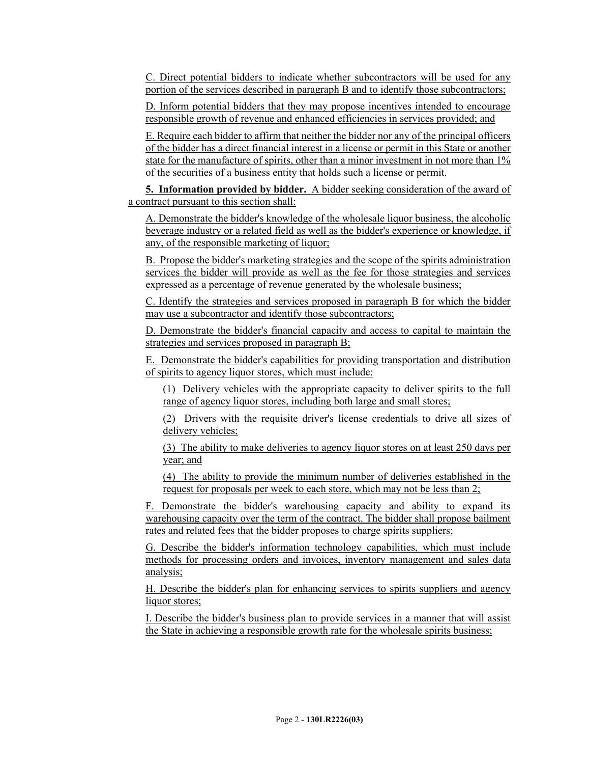C. Direct potential bidders to indicate whether subcontractors will be used for any portion of the services described in paragraph B and to identify those subcontractors;

D. Inform potential bidders that they may propose incentives intended to encourage responsible growth of revenue and enhanced efficiencies in services provided; and

E. Require each bidder to affirm that neither the bidder nor any of the principal officers of the bidder has a direct financial interest in a license or permit in this State or another state for the manufacture of spirits, other than a minor investment in not more than 1% of the securities of a business entity that holds such a license or permit.

**5. Information provided by bidder.** A bidder seeking consideration of the award of a contract pursuant to this section shall:

A. Demonstrate the bidder's knowledge of the wholesale liquor business, the alcoholic beverage industry or a related field as well as the bidder's experience or knowledge, if any, of the responsible marketing of liquor;

B. Propose the bidder's marketing strategies and the scope of the spirits administration services the bidder will provide as well as the fee for those strategies and services expressed as a percentage of revenue generated by the wholesale business;

C. Identify the strategies and services proposed in paragraph B for which the bidder may use a subcontractor and identify those subcontractors;

D. Demonstrate the bidder's financial capacity and access to capital to maintain the strategies and services proposed in paragraph B;

E. Demonstrate the bidder's capabilities for providing transportation and distribution of spirits to agency liquor stores, which must include:

(1) Delivery vehicles with the appropriate capacity to deliver spirits to the full range of agency liquor stores, including both large and small stores;

(2) Drivers with the requisite driver's license credentials to drive all sizes of delivery vehicles;

(3) The ability to make deliveries to agency liquor stores on at least 250 days per year; and

(4) The ability to provide the minimum number of deliveries established in the request for proposals per week to each store, which may not be less than 2;

F. Demonstrate the bidder's warehousing capacity and ability to expand its warehousing capacity over the term of the contract. The bidder shall propose bailment rates and related fees that the bidder proposes to charge spirits suppliers;

G. Describe the bidder's information technology capabilities, which must include methods for processing orders and invoices, inventory management and sales data analysis;

H. Describe the bidder's plan for enhancing services to spirits suppliers and agency liquor stores;

I. Describe the bidder's business plan to provide services in a manner that will assist the State in achieving a responsible growth rate for the wholesale spirits business;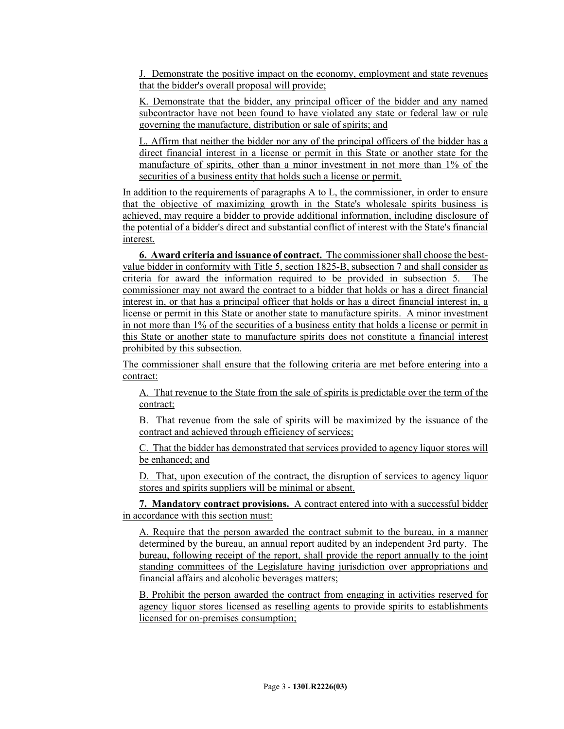J. Demonstrate the positive impact on the economy, employment and state revenues that the bidder's overall proposal will provide;

K. Demonstrate that the bidder, any principal officer of the bidder and any named subcontractor have not been found to have violated any state or federal law or rule governing the manufacture, distribution or sale of spirits; and

L. Affirm that neither the bidder nor any of the principal officers of the bidder has a direct financial interest in a license or permit in this State or another state for the manufacture of spirits, other than a minor investment in not more than 1% of the securities of a business entity that holds such a license or permit.

In addition to the requirements of paragraphs A to L, the commissioner, in order to ensure that the objective of maximizing growth in the State's wholesale spirits business is achieved, may require a bidder to provide additional information, including disclosure of the potential of a bidder's direct and substantial conflict of interest with the State's financial interest.

**6. Award criteria and issuance of contract.** The commissioner shall choose the best-value bidder in conformity with Title 5, section 1825-B, subsection 7 and shall consider as criteria for award the information required to be provided in subsection 5. The commissioner may not award the contract to a bidder that holds or has a direct financial interest in, or that has a principal officer that holds or has a direct financial interest in, a license or permit in this State or another state to manufacture spirits. A minor investment in not more than 1% of the securities of a business entity that holds a license or permit in this State or another state to manufacture spirits does not constitute a financial interest prohibited by this subsection.

The commissioner shall ensure that the following criteria are met before entering into a contract:

A. That revenue to the State from the sale of spirits is predictable over the term of the contract;

B. That revenue from the sale of spirits will be maximized by the issuance of the contract and achieved through efficiency of services;

C. That the bidder has demonstrated that services provided to agency liquor stores will be enhanced; and

D. That, upon execution of the contract, the disruption of services to agency liquor stores and spirits suppliers will be minimal or absent.

**7. Mandatory contract provisions.** A contract entered into with a successful bidder in accordance with this section must:

A. Require that the person awarded the contract submit to the bureau, in a manner determined by the bureau, an annual report audited by an independent 3rd party. The bureau, following receipt of the report, shall provide the report annually to the joint standing committees of the Legislature having jurisdiction over appropriations and financial affairs and alcoholic beverages matters;

B. Prohibit the person awarded the contract from engaging in activities reserved for agency liquor stores licensed as reselling agents to provide spirits to establishments licensed for on-premises consumption;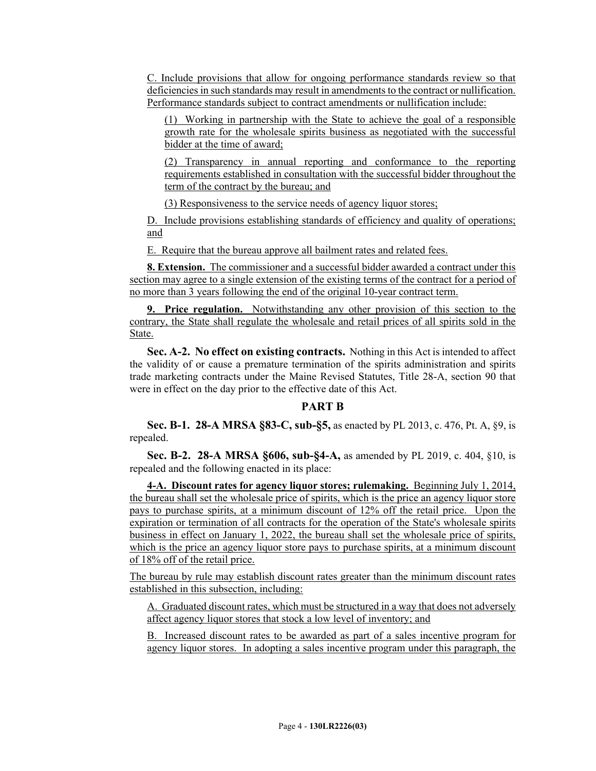C. Include provisions that allow for ongoing performance standards review so that deficiencies in such standards may result in amendments to the contract or nullification. Performance standards subject to contract amendments or nullification include:

(1) Working in partnership with the State to achieve the goal of a responsible growth rate for the wholesale spirits business as negotiated with the successful bidder at the time of award;

(2) Transparency in annual reporting and conformance to the reporting requirements established in consultation with the successful bidder throughout the term of the contract by the bureau; and

(3) Responsiveness to the service needs of agency liquor stores;

D. Include provisions establishing standards of efficiency and quality of operations; and

E. Require that the bureau approve all bailment rates and related fees.

**8. Extension.** The commissioner and a successful bidder awarded a contract under this section may agree to a single extension of the existing terms of the contract for a period of no more than 3 years following the end of the original 10-year contract term.

**9. Price regulation.** Notwithstanding any other provision of this section to the contrary, the State shall regulate the wholesale and retail prices of all spirits sold in the State.

**Sec. A-2. No effect on existing contracts.** Nothing in this Act is intended to affect the validity of or cause a premature termination of the spirits administration and spirits trade marketing contracts under the Maine Revised Statutes, Title 28-A, section 90 that were in effect on the day prior to the effective date of this Act.

## PART B

**Sec. B-1. 28-A MRSA §83-C, sub-§5,** as enacted by PL 2013, c. 476, Pt. A, §9, is repealed.

**Sec. B-2. 28-A MRSA §606, sub-§4-A,** as amended by PL 2019, c. 404, §10, is repealed and the following enacted in its place:

**4-A. Discount rates for agency liquor stores; rulemaking.** Beginning July 1, 2014, the bureau shall set the wholesale price of spirits, which is the price an agency liquor store pays to purchase spirits, at a minimum discount of 12% off the retail price. Upon the expiration or termination of all contracts for the operation of the State's wholesale spirits business in effect on January 1, 2022, the bureau shall set the wholesale price of spirits, which is the price an agency liquor store pays to purchase spirits, at a minimum discount of 18% off of the retail price.

The bureau by rule may establish discount rates greater than the minimum discount rates established in this subsection, including:

A. Graduated discount rates, which must be structured in a way that does not adversely affect agency liquor stores that stock a low level of inventory; and

B. Increased discount rates to be awarded as part of a sales incentive program for agency liquor stores. In adopting a sales incentive program under this paragraph, the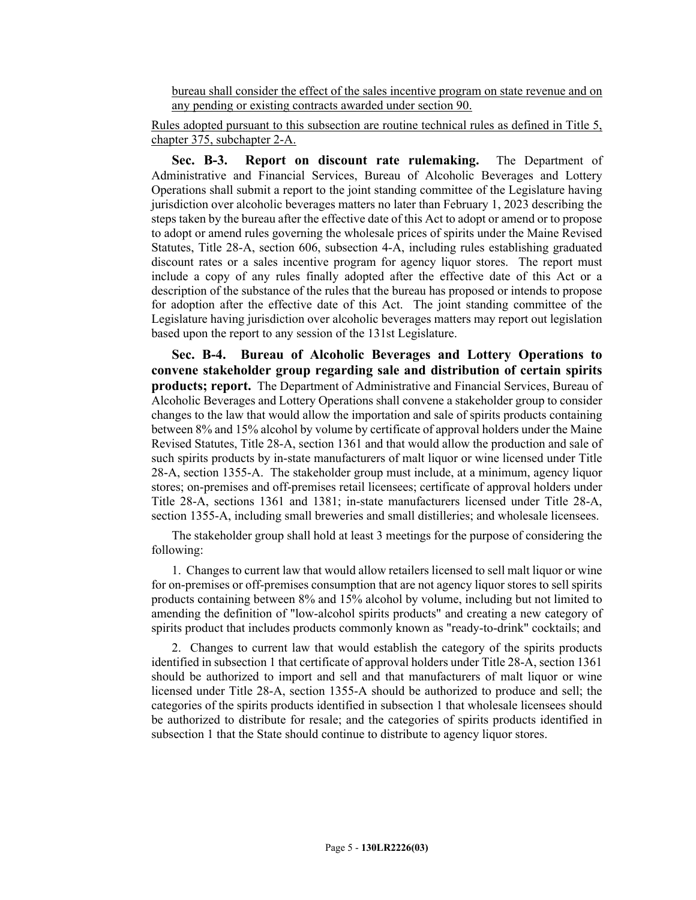bureau shall consider the effect of the sales incentive program on state revenue and on any pending or existing contracts awarded under section 90.

Rules adopted pursuant to this subsection are routine technical rules as defined in Title 5, chapter 375, subchapter 2-A.

**Sec. B-3. Report on discount rate rulemaking.** The Department of Administrative and Financial Services, Bureau of Alcoholic Beverages and Lottery Operations shall submit a report to the joint standing committee of the Legislature having jurisdiction over alcoholic beverages matters no later than February 1, 2023 describing the steps taken by the bureau after the effective date of this Act to adopt or amend or to propose to adopt or amend rules governing the wholesale prices of spirits under the Maine Revised Statutes, Title 28-A, section 606, subsection 4-A, including rules establishing graduated discount rates or a sales incentive program for agency liquor stores. The report must include a copy of any rules finally adopted after the effective date of this Act or a description of the substance of the rules that the bureau has proposed or intends to propose for adoption after the effective date of this Act. The joint standing committee of the Legislature having jurisdiction over alcoholic beverages matters may report out legislation based upon the report to any session of the 131st Legislature.

**Sec. B-4. Bureau of Alcoholic Beverages and Lottery Operations to convene stakeholder group regarding sale and distribution of certain spirits products; report.** The Department of Administrative and Financial Services, Bureau of Alcoholic Beverages and Lottery Operations shall convene a stakeholder group to consider changes to the law that would allow the importation and sale of spirits products containing between 8% and 15% alcohol by volume by certificate of approval holders under the Maine Revised Statutes, Title 28-A, section 1361 and that would allow the production and sale of such spirits products by in-state manufacturers of malt liquor or wine licensed under Title 28-A, section 1355-A. The stakeholder group must include, at a minimum, agency liquor stores; on-premises and off-premises retail licensees; certificate of approval holders under Title 28-A, sections 1361 and 1381; in-state manufacturers licensed under Title 28-A, section 1355-A, including small breweries and small distilleries; and wholesale licensees.

The stakeholder group shall hold at least 3 meetings for the purpose of considering the following:

1. Changes to current law that would allow retailers licensed to sell malt liquor or wine for on-premises or off-premises consumption that are not agency liquor stores to sell spirits products containing between 8% and 15% alcohol by volume, including but not limited to amending the definition of "low-alcohol spirits products" and creating a new category of spirits product that includes products commonly known as "ready-to-drink" cocktails; and

2. Changes to current law that would establish the category of the spirits products identified in subsection 1 that certificate of approval holders under Title 28-A, section 1361 should be authorized to import and sell and that manufacturers of malt liquor or wine licensed under Title 28-A, section 1355-A should be authorized to produce and sell; the categories of the spirits products identified in subsection 1 that wholesale licensees should be authorized to distribute for resale; and the categories of spirits products identified in subsection 1 that the State should continue to distribute to agency liquor stores.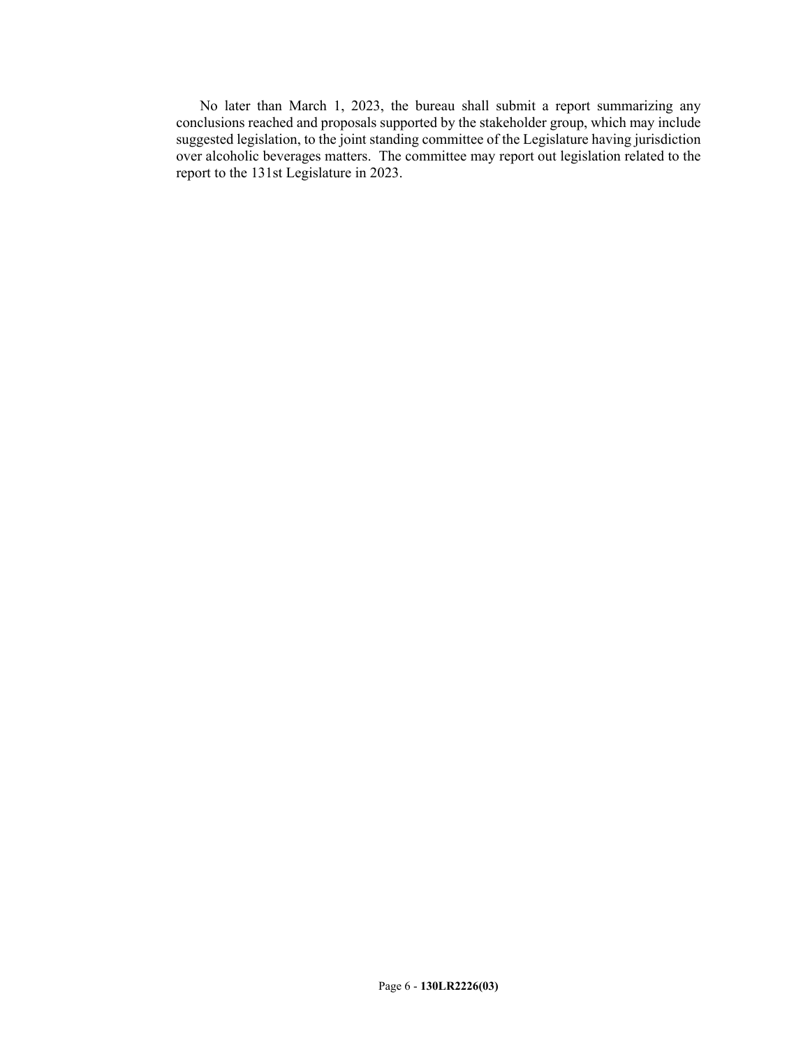No later than March 1, 2023, the bureau shall submit a report summarizing any conclusions reached and proposals supported by the stakeholder group, which may include suggested legislation, to the joint standing committee of the Legislature having jurisdiction over alcoholic beverages matters. The committee may report out legislation related to the report to the 131st Legislature in 2023.